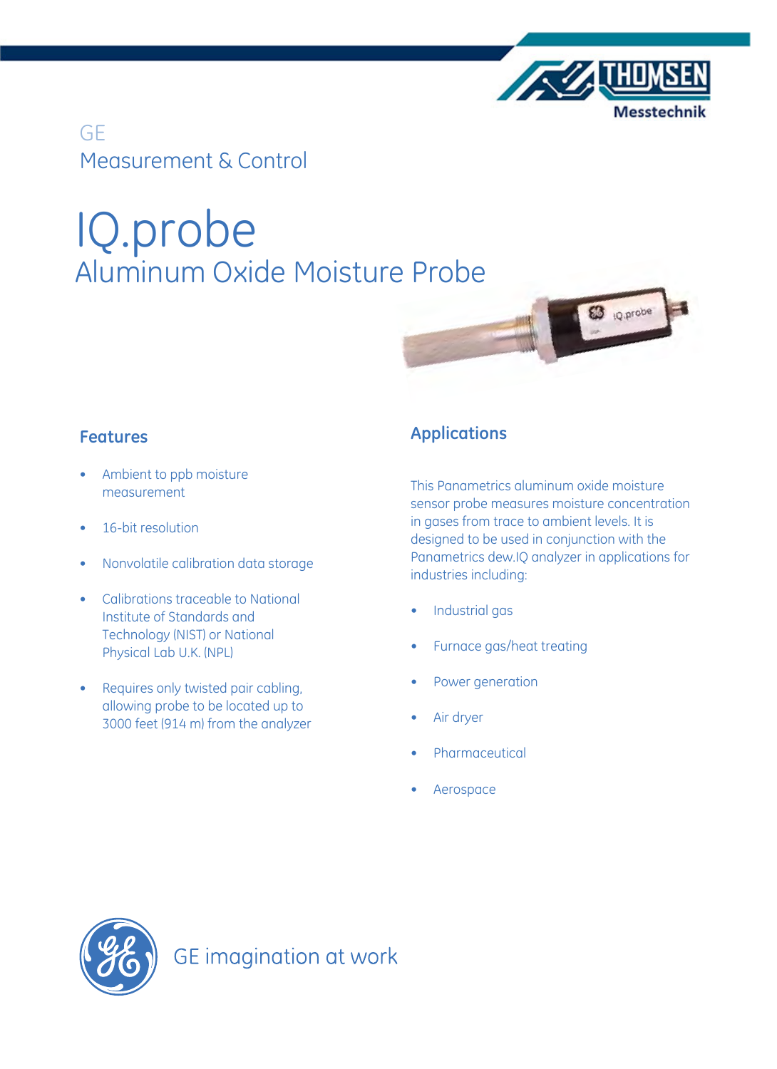GE
Measurement & Control

# IQ.probe

## Aluminum Oxide Moisture Probe

### Features

- Ambient to ppb moisture measurement
- 16-bit resolution
- Nonvolatile calibration data storage
- Calibrations traceable to National Institute of Standards and Technology (NIST) or National Physical Lab U.K. (NPL)
- Requires only twisted pair cabling, allowing probe to be located up to 3000 feet (914 m) from the analyzer

### Applications

This Panametrics aluminum oxide moisture sensor probe measures moisture concentration in gases from trace to ambient levels. It is designed to be used in conjunction with the Panametrics dew.IQ analyzer in applications for industries including:

- Industrial gas
- Furnace gas/heat treating
- Power generation
- Air dryer
- Pharmaceutical
- Aerospace

GE imagination at work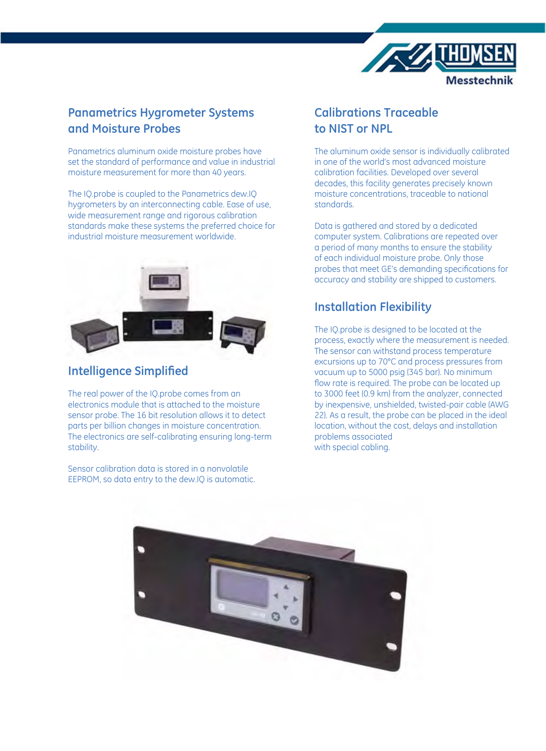## Panametrics Hygrometer Systems and Moisture Probes

Panametrics aluminum oxide moisture probes have set the standard of performance and value in industrial moisture measurement for more than 40 years.

The IQ.probe is coupled to the Panametrics dew.IQ hygrometers by an interconnecting cable. Ease of use, wide measurement range and rigorous calibration standards make these systems the preferred choice for industrial moisture measurement worldwide.

## Intelligence Simplified

The real power of the IQ.probe comes from an electronics module that is attached to the moisture sensor probe. The 16 bit resolution allows it to detect parts per billion changes in moisture concentration. The electronics are self-calibrating ensuring long-term stability.

Sensor calibration data is stored in a nonvolatile EEPROM, so data entry to the dew.IQ is automatic.

## Calibrations Traceable to NIST or NPL

The aluminum oxide sensor is individually calibrated in one of the world's most advanced moisture calibration facilities. Developed over several decades, this facility generates precisely known moisture concentrations, traceable to national standards.

Data is gathered and stored by a dedicated computer system. Calibrations are repeated over a period of many months to ensure the stability of each individual moisture probe. Only those probes that meet GE's demanding specifications for accuracy and stability are shipped to customers.

## Installation Flexibility

The IQ.probe is designed to be located at the process, exactly where the measurement is needed. The sensor can withstand process temperature excursions up to 70°C and process pressures from vacuum up to 5000 psig (345 bar). No minimum flow rate is required. The probe can be located up to 3000 feet (0.9 km) from the analyzer, connected by inexpensive, unshielded, twisted-pair cable (AWG 22). As a result, the probe can be placed in the ideal location, without the cost, delays and installation problems associated with special cabling.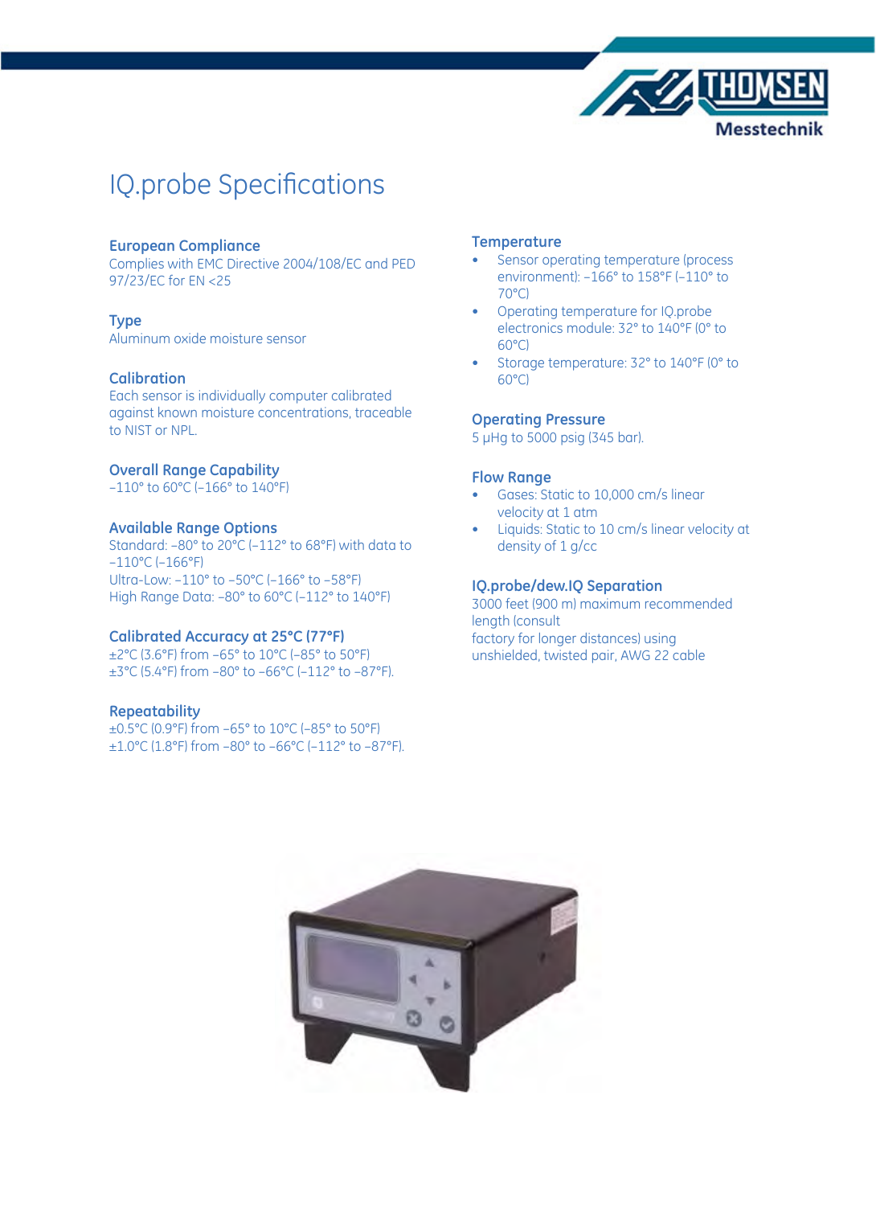# IQ.probe Specifications

### European Compliance

Complies with EMC Directive 2004/108/EC and PED 97/23/EC for EN <25

### Type

Aluminum oxide moisture sensor

### Calibration

Each sensor is individually computer calibrated against known moisture concentrations, traceable to NIST or NPL.

### Overall Range Capability

–110° to 60°C (–166° to 140°F)

### Available Range Options

Standard: –80° to 20°C (–112° to 68°F) with data to –110°C (–166°F)
Ultra-Low: –110° to –50°C (–166° to –58°F)
High Range Data: –80° to 60°C (–112° to 140°F)

### Calibrated Accuracy at 25°C (77°F)

±2°C (3.6°F) from –65° to 10°C (–85° to 50°F)
±3°C (5.4°F) from –80° to –66°C (–112° to –87°F).

### Repeatability

±0.5°C (0.9°F) from –65° to 10°C (–85° to 50°F)
±1.0°C (1.8°F) from –80° to –66°C (–112° to –87°F).

### Temperature

- Sensor operating temperature (process environment): –166° to 158°F (–110° to 70°C)
- Operating temperature for IQ.probe electronics module: 32° to 140°F (0° to 60°C)
- Storage temperature: 32° to 140°F (0° to 60°C)

### Operating Pressure

5 μHg to 5000 psig (345 bar).

### Flow Range

- Gases: Static to 10,000 cm/s linear velocity at 1 atm
- Liquids: Static to 10 cm/s linear velocity at density of 1 g/cc

### IQ.probe/dew.IQ Separation

3000 feet (900 m) maximum recommended length (consult factory for longer distances) using unshielded, twisted pair, AWG 22 cable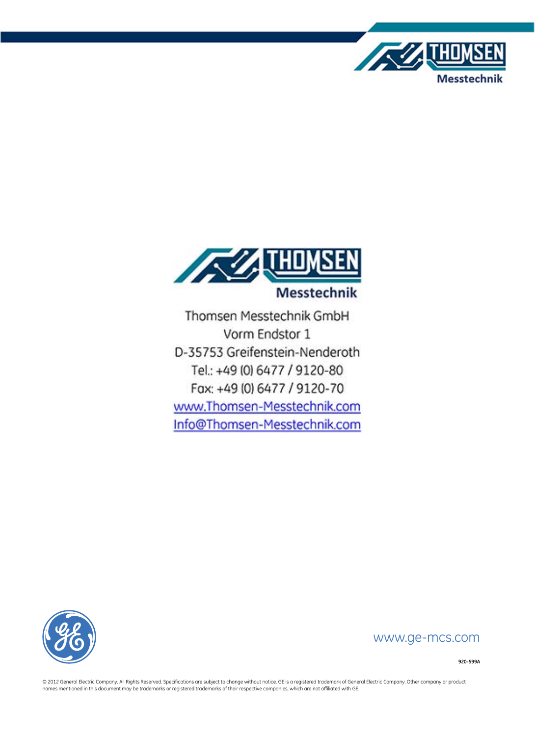Thomsen Messtechnik GmbH
Vorm Endstor 1
D-35753 Greifenstein-Nenderoth
Tel.: +49 (0) 6477 / 9120-80
Fax: +49 (0) 6477 / 9120-70
www.Thomsen-Messtechnik.com
Info@Thomsen-Messtechnik.com

www.ge-mcs.com

920-599A

© 2012 General Electric Company. All Rights Reserved. Specifications are subject to change without notice. GE is a registered trademark of General Electric Company. Other company or product names mentioned in this document may be trademarks or registered trademarks of their respective companies, which are not affiliated with GE.